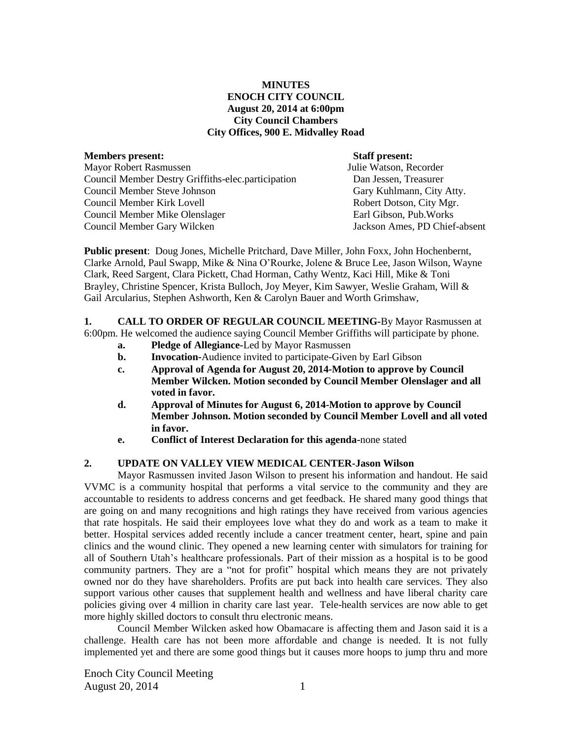**MINUTES**
**ENOCH CITY COUNCIL**
**August 20, 2014 at 6:00pm**
**City Council Chambers**
**City Offices, 900 E. Midvalley Road**

| **Members present:** | **Staff present:** |
| --- | --- |
| Mayor Robert Rasmussen | Julie Watson, Recorder |
| Council Member Destry Griffiths-elec.participation | Dan Jessen, Treasurer |
| Council Member Steve Johnson | Gary Kuhlmann, City Atty. |
| Council Member Kirk Lovell | Robert Dotson, City Mgr. |
| Council Member Mike Olenslager | Earl Gibson, Pub.Works |
| Council Member Gary Wilcken | Jackson Ames, PD Chief-absent |

**Public present**: Doug Jones, Michelle Pritchard, Dave Miller, John Foxx, John Hochenbernt, Clarke Arnold, Paul Swapp, Mike & Nina O'Rourke, Jolene & Bruce Lee, Jason Wilson, Wayne Clark, Reed Sargent, Clara Pickett, Chad Horman, Cathy Wentz, Kaci Hill, Mike & Toni Brayley, Christine Spencer, Krista Bulloch, Joy Meyer, Kim Sawyer, Weslie Graham, Will & Gail Arcularius, Stephen Ashworth, Ken & Carolyn Bauer and Worth Grimshaw,

**1. CALL TO ORDER OF REGULAR COUNCIL MEETING-**By Mayor Rasmussen at 6:00pm. He welcomed the audience saying Council Member Griffiths will participate by phone.

- **a. Pledge of Allegiance-**Led by Mayor Rasmussen
- **b. Invocation-**Audience invited to participate-Given by Earl Gibson
- **c. Approval of Agenda for August 20, 2014-Motion to approve by Council Member Wilcken. Motion seconded by Council Member Olenslager and all voted in favor.**
- **d. Approval of Minutes for August 6, 2014-Motion to approve by Council Member Johnson. Motion seconded by Council Member Lovell and all voted in favor.**
- **e. Conflict of Interest Declaration for this agenda-**none stated

**2. UPDATE ON VALLEY VIEW MEDICAL CENTER-Jason Wilson**

Mayor Rasmussen invited Jason Wilson to present his information and handout. He said VVMC is a community hospital that performs a vital service to the community and they are accountable to residents to address concerns and get feedback. He shared many good things that are going on and many recognitions and high ratings they have received from various agencies that rate hospitals. He said their employees love what they do and work as a team to make it better. Hospital services added recently include a cancer treatment center, heart, spine and pain clinics and the wound clinic. They opened a new learning center with simulators for training for all of Southern Utah's healthcare professionals. Part of their mission as a hospital is to be good community partners. They are a "not for profit" hospital which means they are not privately owned nor do they have shareholders. Profits are put back into health care services. They also support various other causes that supplement health and wellness and have liberal charity care policies giving over 4 million in charity care last year. Tele-health services are now able to get more highly skilled doctors to consult thru electronic means.

Council Member Wilcken asked how Obamacare is affecting them and Jason said it is a challenge. Health care has not been more affordable and change is needed. It is not fully implemented yet and there are some good things but it causes more hoops to jump thru and more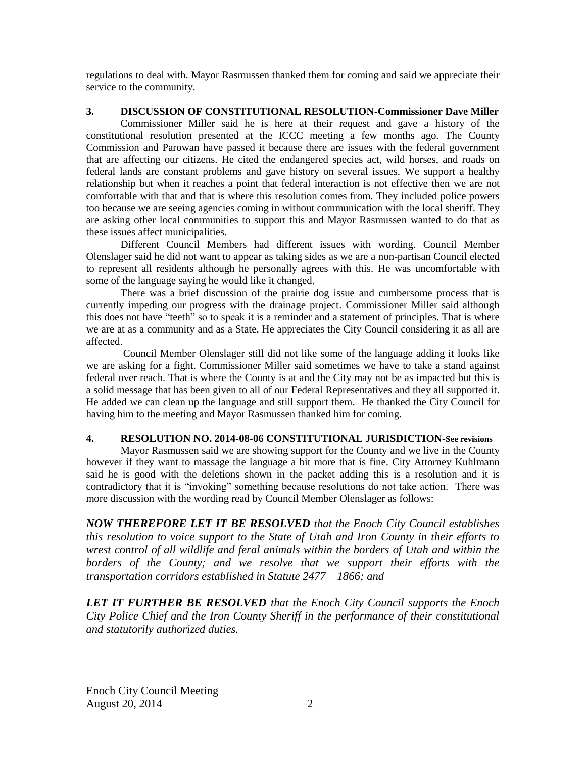regulations to deal with. Mayor Rasmussen thanked them for coming and said we appreciate their service to the community.

**3. DISCUSSION OF CONSTITUTIONAL RESOLUTION-Commissioner Dave Miller**

Commissioner Miller said he is here at their request and gave a history of the constitutional resolution presented at the ICCC meeting a few months ago. The County Commission and Parowan have passed it because there are issues with the federal government that are affecting our citizens. He cited the endangered species act, wild horses, and roads on federal lands are constant problems and gave history on several issues. We support a healthy relationship but when it reaches a point that federal interaction is not effective then we are not comfortable with that and that is where this resolution comes from. They included police powers too because we are seeing agencies coming in without communication with the local sheriff. They are asking other local communities to support this and Mayor Rasmussen wanted to do that as these issues affect municipalities.

Different Council Members had different issues with wording. Council Member Olenslager said he did not want to appear as taking sides as we are a non-partisan Council elected to represent all residents although he personally agrees with this. He was uncomfortable with some of the language saying he would like it changed.

There was a brief discussion of the prairie dog issue and cumbersome process that is currently impeding our progress with the drainage project. Commissioner Miller said although this does not have "teeth" so to speak it is a reminder and a statement of principles. That is where we are at as a community and as a State. He appreciates the City Council considering it as all are affected.

Council Member Olenslager still did not like some of the language adding it looks like we are asking for a fight. Commissioner Miller said sometimes we have to take a stand against federal over reach. That is where the County is at and the City may not be as impacted but this is a solid message that has been given to all of our Federal Representatives and they all supported it. He added we can clean up the language and still support them. He thanked the City Council for having him to the meeting and Mayor Rasmussen thanked him for coming.

**4. RESOLUTION NO. 2014-08-06 CONSTITUTIONAL JURISDICTION-See revisions**

Mayor Rasmussen said we are showing support for the County and we live in the County however if they want to massage the language a bit more that is fine. City Attorney Kuhlmann said he is good with the deletions shown in the packet adding this is a resolution and it is contradictory that it is "invoking" something because resolutions do not take action. There was more discussion with the wording read by Council Member Olenslager as follows:

***NOW THEREFORE LET IT BE RESOLVED*** *that the Enoch City Council establishes this resolution to voice support to the State of Utah and Iron County in their efforts to wrest control of all wildlife and feral animals within the borders of Utah and within the borders of the County; and we resolve that we support their efforts with the transportation corridors established in Statute 2477 – 1866; and*

***LET IT FURTHER BE RESOLVED*** *that the Enoch City Council supports the Enoch City Police Chief and the Iron County Sheriff in the performance of their constitutional and statutorily authorized duties.*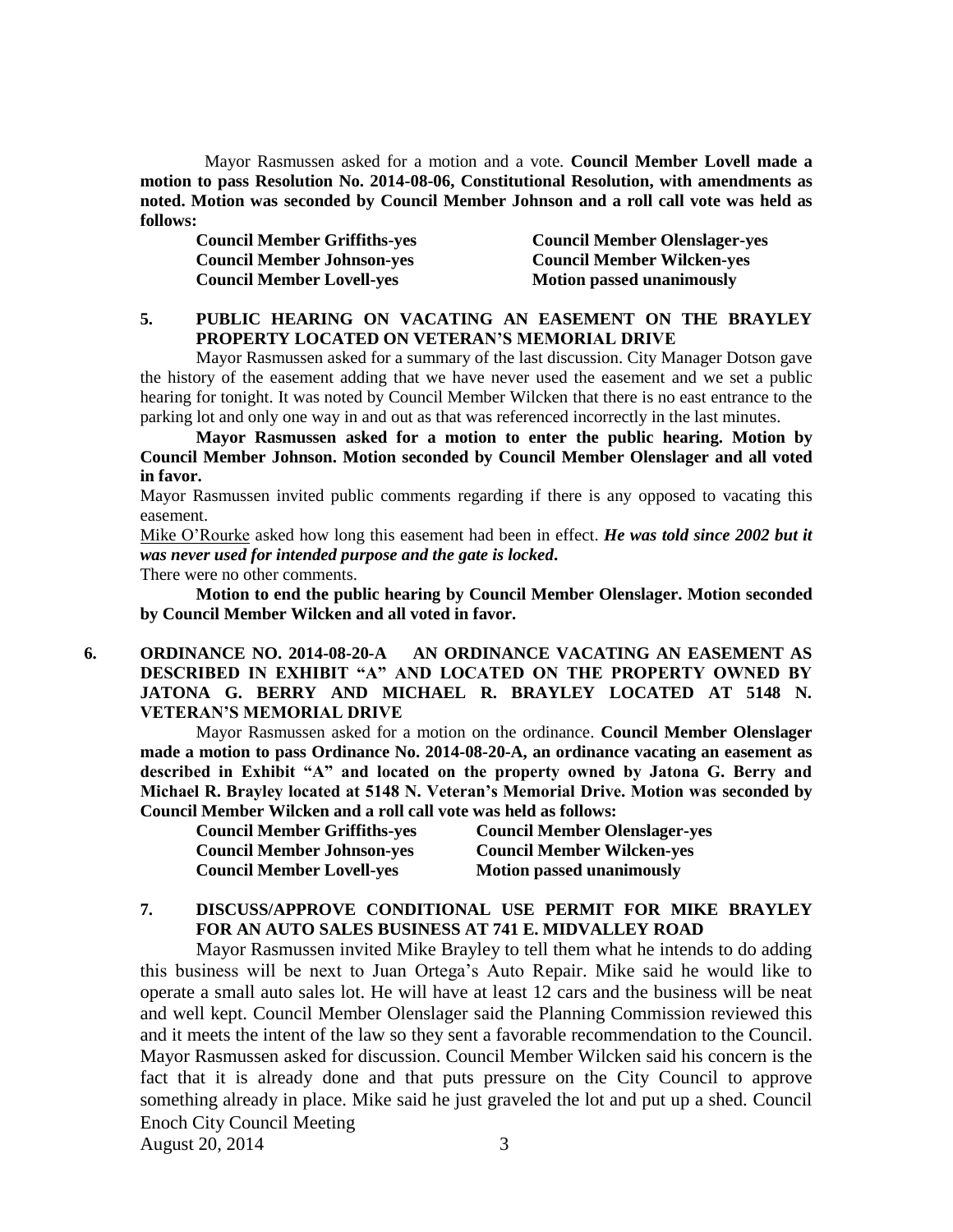Mayor Rasmussen asked for a motion and a vote. **Council Member Lovell made a motion to pass Resolution No. 2014-08-06, Constitutional Resolution, with amendments as noted. Motion was seconded by Council Member Johnson and a roll call vote was held as follows:**

**Council Member Griffiths-yes** | **Council Member Olenslager-yes**
**Council Member Johnson-yes** | **Council Member Wilcken-yes**
**Council Member Lovell-yes** | **Motion passed unanimously**

## 5. PUBLIC HEARING ON VACATING AN EASEMENT ON THE BRAYLEY PROPERTY LOCATED ON VETERAN'S MEMORIAL DRIVE

Mayor Rasmussen asked for a summary of the last discussion. City Manager Dotson gave the history of the easement adding that we have never used the easement and we set a public hearing for tonight. It was noted by Council Member Wilcken that there is no east entrance to the parking lot and only one way in and out as that was referenced incorrectly in the last minutes.

**Mayor Rasmussen asked for a motion to enter the public hearing. Motion by Council Member Johnson. Motion seconded by Council Member Olenslager and all voted in favor.**

Mayor Rasmussen invited public comments regarding if there is any opposed to vacating this easement.

Mike O'Rourke asked how long this easement had been in effect. ***He was told since 2002 but it was never used for intended purpose and the gate is locked.***

There were no other comments.

**Motion to end the public hearing by Council Member Olenslager. Motion seconded by Council Member Wilcken and all voted in favor.**

## 6. ORDINANCE NO. 2014-08-20-A AN ORDINANCE VACATING AN EASEMENT AS DESCRIBED IN EXHIBIT "A" AND LOCATED ON THE PROPERTY OWNED BY JATONA G. BERRY AND MICHAEL R. BRAYLEY LOCATED AT 5148 N. VETERAN'S MEMORIAL DRIVE

Mayor Rasmussen asked for a motion on the ordinance. **Council Member Olenslager made a motion to pass Ordinance No. 2014-08-20-A, an ordinance vacating an easement as described in Exhibit "A" and located on the property owned by Jatona G. Berry and Michael R. Brayley located at 5148 N. Veteran's Memorial Drive. Motion was seconded by Council Member Wilcken and a roll call vote was held as follows:**

**Council Member Griffiths-yes** | **Council Member Olenslager-yes**
**Council Member Johnson-yes** | **Council Member Wilcken-yes**
**Council Member Lovell-yes** | **Motion passed unanimously**

## 7. DISCUSS/APPROVE CONDITIONAL USE PERMIT FOR MIKE BRAYLEY FOR AN AUTO SALES BUSINESS AT 741 E. MIDVALLEY ROAD

Mayor Rasmussen invited Mike Brayley to tell them what he intends to do adding this business will be next to Juan Ortega's Auto Repair. Mike said he would like to operate a small auto sales lot. He will have at least 12 cars and the business will be neat and well kept. Council Member Olenslager said the Planning Commission reviewed this and it meets the intent of the law so they sent a favorable recommendation to the Council. Mayor Rasmussen asked for discussion. Council Member Wilcken said his concern is the fact that it is already done and that puts pressure on the City Council to approve something already in place. Mike said he just graveled the lot and put up a shed. Council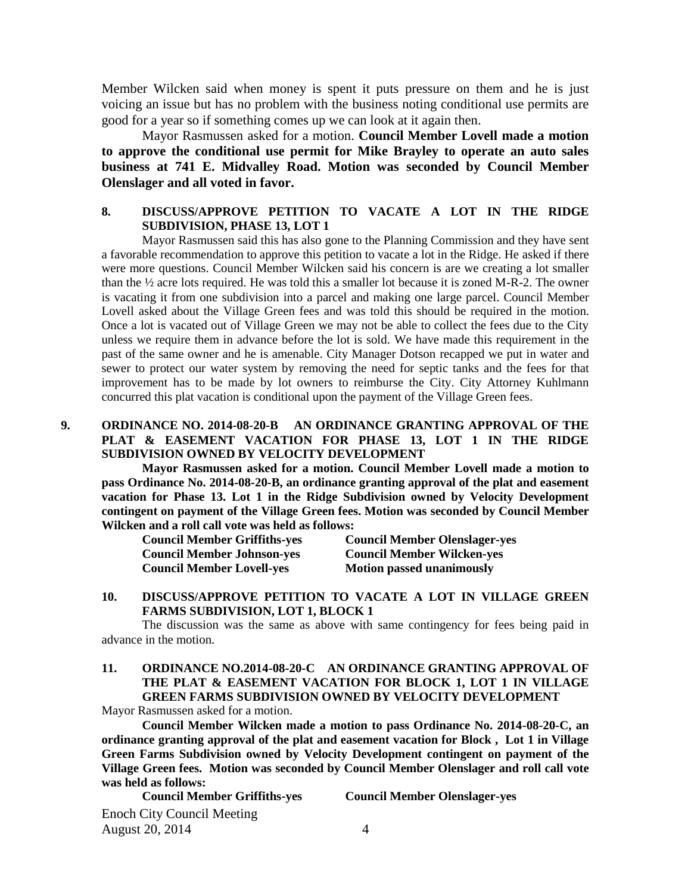Member Wilcken said when money is spent it puts pressure on them and he is just voicing an issue but has no problem with the business noting conditional use permits are good for a year so if something comes up we can look at it again then.

Mayor Rasmussen asked for a motion. **Council Member Lovell made a motion to approve the conditional use permit for Mike Brayley to operate an auto sales business at 741 E. Midvalley Road. Motion was seconded by Council Member Olenslager and all voted in favor.**

**8. DISCUSS/APPROVE PETITION TO VACATE A LOT IN THE RIDGE SUBDIVISION, PHASE 13, LOT 1**

Mayor Rasmussen said this has also gone to the Planning Commission and they have sent a favorable recommendation to approve this petition to vacate a lot in the Ridge. He asked if there were more questions. Council Member Wilcken said his concern is are we creating a lot smaller than the ½ acre lots required. He was told this a smaller lot because it is zoned M-R-2. The owner is vacating it from one subdivision into a parcel and making one large parcel. Council Member Lovell asked about the Village Green fees and was told this should be required in the motion. Once a lot is vacated out of Village Green we may not be able to collect the fees due to the City unless we require them in advance before the lot is sold. We have made this requirement in the past of the same owner and he is amenable. City Manager Dotson recapped we put in water and sewer to protect our water system by removing the need for septic tanks and the fees for that improvement has to be made by lot owners to reimburse the City. City Attorney Kuhlmann concurred this plat vacation is conditional upon the payment of the Village Green fees.

**9. ORDINANCE NO. 2014-08-20-B AN ORDINANCE GRANTING APPROVAL OF THE PLAT & EASEMENT VACATION FOR PHASE 13, LOT 1 IN THE RIDGE SUBDIVISION OWNED BY VELOCITY DEVELOPMENT**

**Mayor Rasmussen asked for a motion. Council Member Lovell made a motion to pass Ordinance No. 2014-08-20-B, an ordinance granting approval of the plat and easement vacation for Phase 13. Lot 1 in the Ridge Subdivision owned by Velocity Development contingent on payment of the Village Green fees. Motion was seconded by Council Member Wilcken and a roll call vote was held as follows:**

**Council Member Griffiths-yes** | **Council Member Olenslager-yes**
**Council Member Johnson-yes** | **Council Member Wilcken-yes**
**Council Member Lovell-yes** | **Motion passed unanimously**

**10. DISCUSS/APPROVE PETITION TO VACATE A LOT IN VILLAGE GREEN FARMS SUBDIVISION, LOT 1, BLOCK 1**

The discussion was the same as above with same contingency for fees being paid in advance in the motion.

**11. ORDINANCE NO.2014-08-20-C AN ORDINANCE GRANTING APPROVAL OF THE PLAT & EASEMENT VACATION FOR BLOCK 1, LOT 1 IN VILLAGE GREEN FARMS SUBDIVISION OWNED BY VELOCITY DEVELOPMENT**

Mayor Rasmussen asked for a motion.

**Council Member Wilcken made a motion to pass Ordinance No. 2014-08-20-C, an ordinance granting approval of the plat and easement vacation for Block , Lot 1 in Village Green Farms Subdivision owned by Velocity Development contingent on payment of the Village Green fees. Motion was seconded by Council Member Olenslager and roll call vote was held as follows:**

**Council Member Griffiths-yes** | **Council Member Olenslager-yes**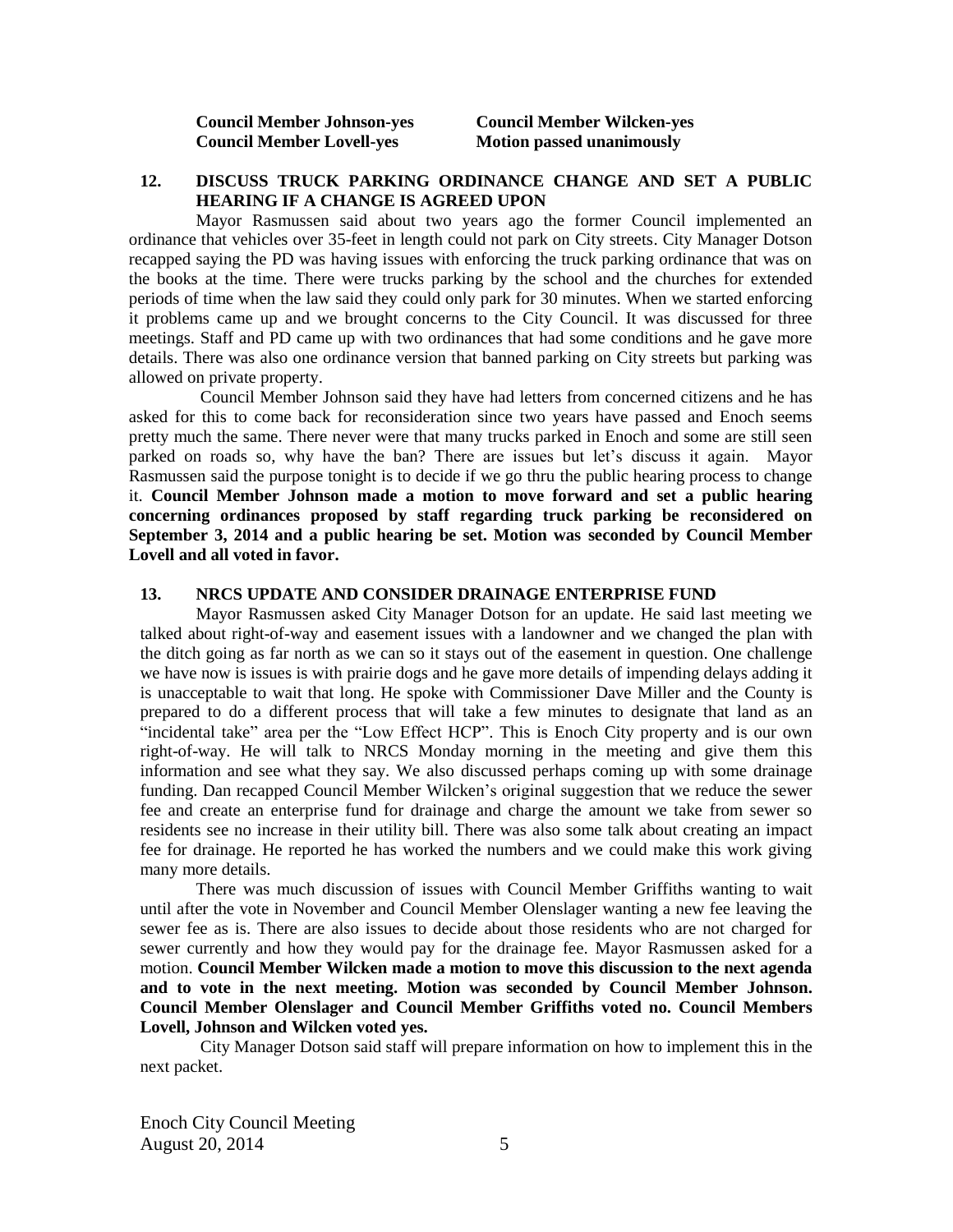**Council Member Johnson-yes** **Council Member Wilcken-yes**
**Council Member Lovell-yes** **Motion passed unanimously**

## 12. DISCUSS TRUCK PARKING ORDINANCE CHANGE AND SET A PUBLIC HEARING IF A CHANGE IS AGREED UPON

Mayor Rasmussen said about two years ago the former Council implemented an ordinance that vehicles over 35-feet in length could not park on City streets. City Manager Dotson recapped saying the PD was having issues with enforcing the truck parking ordinance that was on the books at the time. There were trucks parking by the school and the churches for extended periods of time when the law said they could only park for 30 minutes. When we started enforcing it problems came up and we brought concerns to the City Council. It was discussed for three meetings. Staff and PD came up with two ordinances that had some conditions and he gave more details. There was also one ordinance version that banned parking on City streets but parking was allowed on private property.

Council Member Johnson said they have had letters from concerned citizens and he has asked for this to come back for reconsideration since two years have passed and Enoch seems pretty much the same. There never were that many trucks parked in Enoch and some are still seen parked on roads so, why have the ban? There are issues but let's discuss it again. Mayor Rasmussen said the purpose tonight is to decide if we go thru the public hearing process to change it. **Council Member Johnson made a motion to move forward and set a public hearing concerning ordinances proposed by staff regarding truck parking be reconsidered on September 3, 2014 and a public hearing be set. Motion was seconded by Council Member Lovell and all voted in favor.**

## 13. NRCS UPDATE AND CONSIDER DRAINAGE ENTERPRISE FUND

Mayor Rasmussen asked City Manager Dotson for an update. He said last meeting we talked about right-of-way and easement issues with a landowner and we changed the plan with the ditch going as far north as we can so it stays out of the easement in question. One challenge we have now is issues is with prairie dogs and he gave more details of impending delays adding it is unacceptable to wait that long. He spoke with Commissioner Dave Miller and the County is prepared to do a different process that will take a few minutes to designate that land as an "incidental take" area per the "Low Effect HCP". This is Enoch City property and is our own right-of-way. He will talk to NRCS Monday morning in the meeting and give them this information and see what they say. We also discussed perhaps coming up with some drainage funding. Dan recapped Council Member Wilcken's original suggestion that we reduce the sewer fee and create an enterprise fund for drainage and charge the amount we take from sewer so residents see no increase in their utility bill. There was also some talk about creating an impact fee for drainage. He reported he has worked the numbers and we could make this work giving many more details.

There was much discussion of issues with Council Member Griffiths wanting to wait until after the vote in November and Council Member Olenslager wanting a new fee leaving the sewer fee as is. There are also issues to decide about those residents who are not charged for sewer currently and how they would pay for the drainage fee. Mayor Rasmussen asked for a motion. **Council Member Wilcken made a motion to move this discussion to the next agenda and to vote in the next meeting. Motion was seconded by Council Member Johnson. Council Member Olenslager and Council Member Griffiths voted no. Council Members Lovell, Johnson and Wilcken voted yes.**

City Manager Dotson said staff will prepare information on how to implement this in the next packet.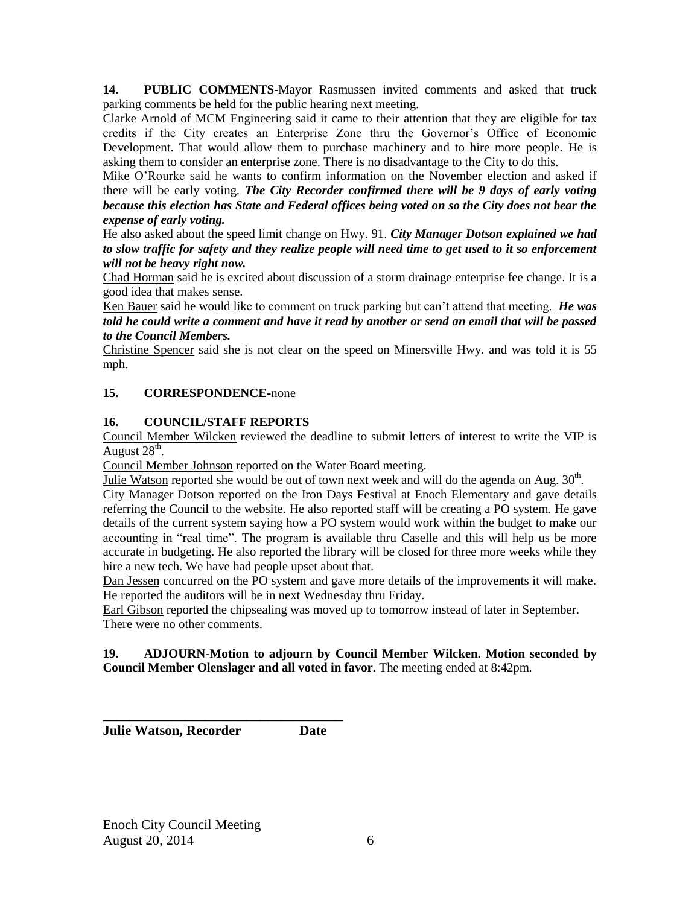**14. PUBLIC COMMENTS**-Mayor Rasmussen invited comments and asked that truck parking comments be held for the public hearing next meeting.

Clarke Arnold of MCM Engineering said it came to their attention that they are eligible for tax credits if the City creates an Enterprise Zone thru the Governor's Office of Economic Development. That would allow them to purchase machinery and to hire more people. He is asking them to consider an enterprise zone. There is no disadvantage to the City to do this.

Mike O'Rourke said he wants to confirm information on the November election and asked if there will be early voting. ***The City Recorder confirmed there will be 9 days of early voting because this election has State and Federal offices being voted on so the City does not bear the expense of early voting.***

He also asked about the speed limit change on Hwy. 91. ***City Manager Dotson explained we had to slow traffic for safety and they realize people will need time to get used to it so enforcement will not be heavy right now.***

Chad Horman said he is excited about discussion of a storm drainage enterprise fee change. It is a good idea that makes sense.

Ken Bauer said he would like to comment on truck parking but can't attend that meeting. ***He was told he could write a comment and have it read by another or send an email that will be passed to the Council Members.***

Christine Spencer said she is not clear on the speed on Minersville Hwy. and was told it is 55 mph.

**15. CORRESPONDENCE**-none

**16. COUNCIL/STAFF REPORTS**

Council Member Wilcken reviewed the deadline to submit letters of interest to write the VIP is August 28th.

Council Member Johnson reported on the Water Board meeting.

Julie Watson reported she would be out of town next week and will do the agenda on Aug. 30th.

City Manager Dotson reported on the Iron Days Festival at Enoch Elementary and gave details referring the Council to the website. He also reported staff will be creating a PO system. He gave details of the current system saying how a PO system would work within the budget to make our accounting in "real time". The program is available thru Caselle and this will help us be more accurate in budgeting. He also reported the library will be closed for three more weeks while they hire a new tech. We have had people upset about that.

Dan Jessen concurred on the PO system and gave more details of the improvements it will make. He reported the auditors will be in next Wednesday thru Friday.

Earl Gibson reported the chipsealing was moved up to tomorrow instead of later in September.

There were no other comments.

**19. ADJOURN-Motion to adjourn by Council Member Wilcken. Motion seconded by Council Member Olenslager and all voted in favor.** The meeting ended at 8:42pm.

\_\_\_\_\_\_\_\_\_\_\_\_\_\_\_\_\_\_\_\_\_\_\_\_\_\_\_\_\_\_\_\_\_\_\_\_

**Julie Watson, Recorder Date**